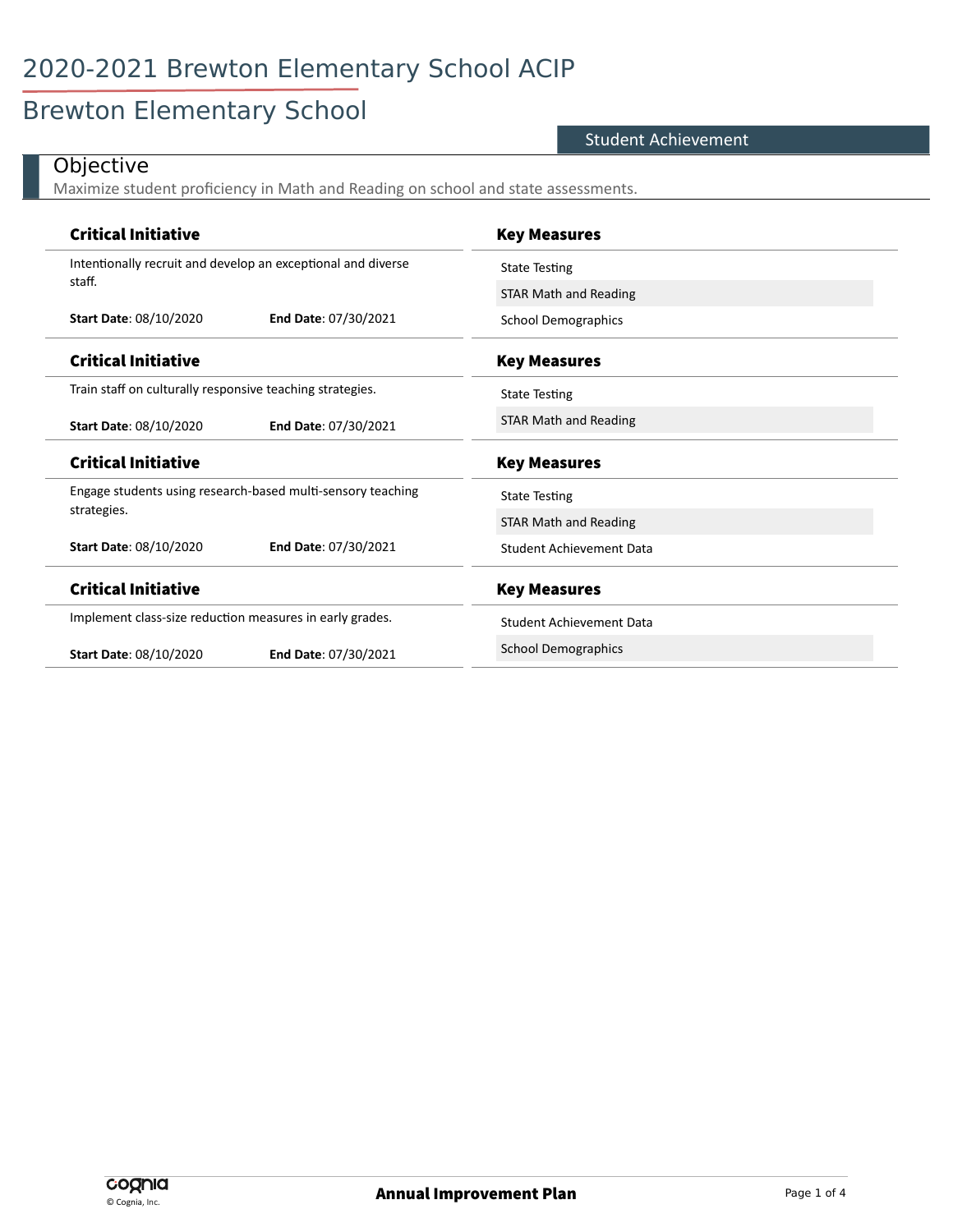# 2020-2021 Brewton Elementary School ACIP

## Brewton Elementary School

**Student Achievement**

### Objective

Maximize student proficiency in Math and Reading on school and state assessments.

| Critical Initiative | Key Measures |
| --- | --- |
| Intentionally recruit and develop an exceptional and diverse staff.<br>**Start Date**: 08/10/2020 **End Date**: 07/30/2021 | State Testing<br>STAR Math and Reading<br>School Demographics |

| Critical Initiative | Key Measures |
| --- | --- |
| Train staff on culturally responsive teaching strategies.<br>**Start Date**: 08/10/2020 **End Date**: 07/30/2021 | State Testing<br>STAR Math and Reading |

| Critical Initiative | Key Measures |
| --- | --- |
| Engage students using research-based multi-sensory teaching strategies.<br>**Start Date**: 08/10/2020 **End Date**: 07/30/2021 | State Testing<br>STAR Math and Reading<br>Student Achievement Data |

| Critical Initiative | Key Measures |
| --- | --- |
| Implement class-size reduction measures in early grades.<br>**Start Date**: 08/10/2020 **End Date**: 07/30/2021 | Student Achievement Data<br>School Demographics |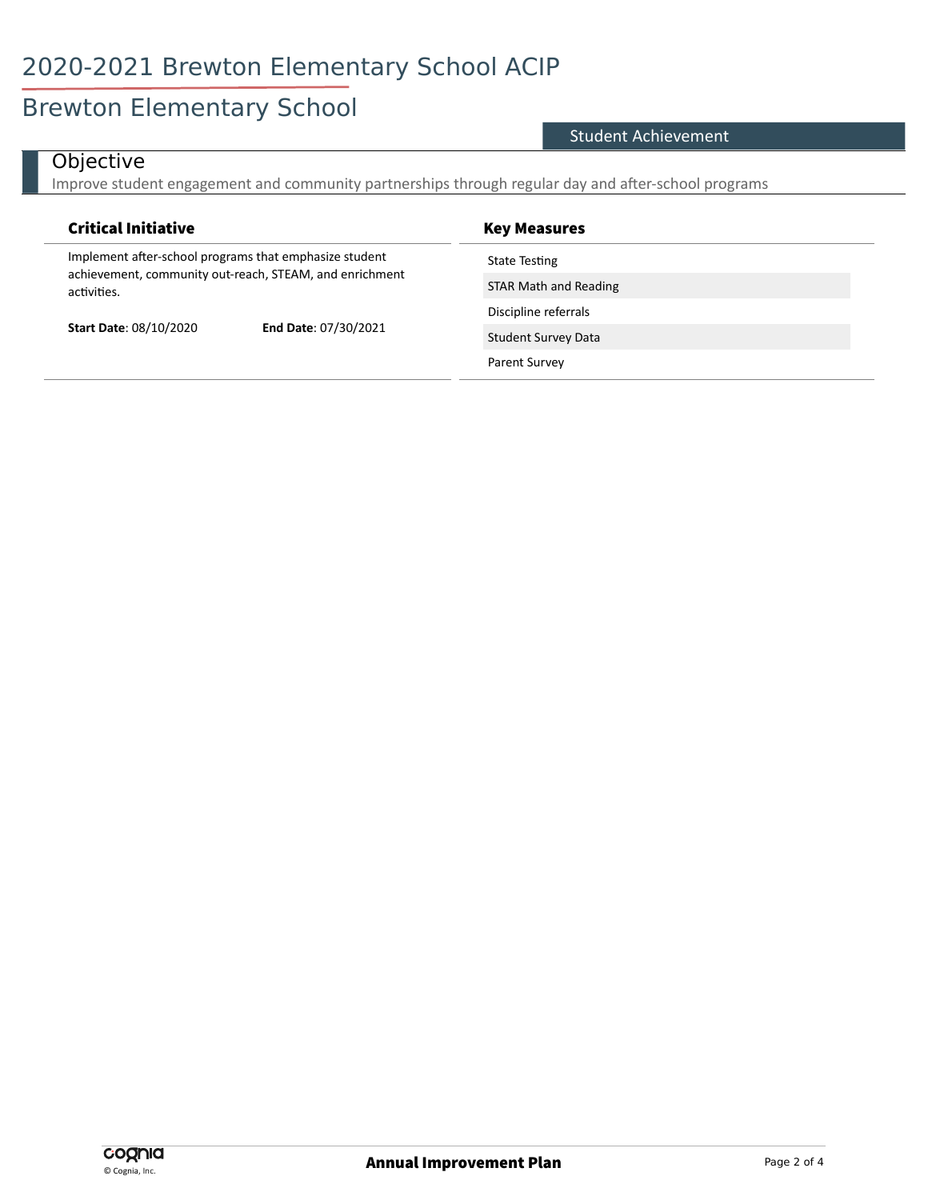# 2020-2021 Brewton Elementary School ACIP

## Brewton Elementary School

Student Achievement

### Objective

Improve student engagement and community partnerships through regular day and after-school programs

| Critical Initiative | Key Measures |
|---|---|
| Implement after-school programs that emphasize student achievement, community out-reach, STEAM, and enrichment activities.<br><br>**Start Date**: 08/10/2020 **End Date**: 07/30/2021 | State Testing<br>STAR Math and Reading<br>Discipline referrals<br>Student Survey Data<br>Parent Survey |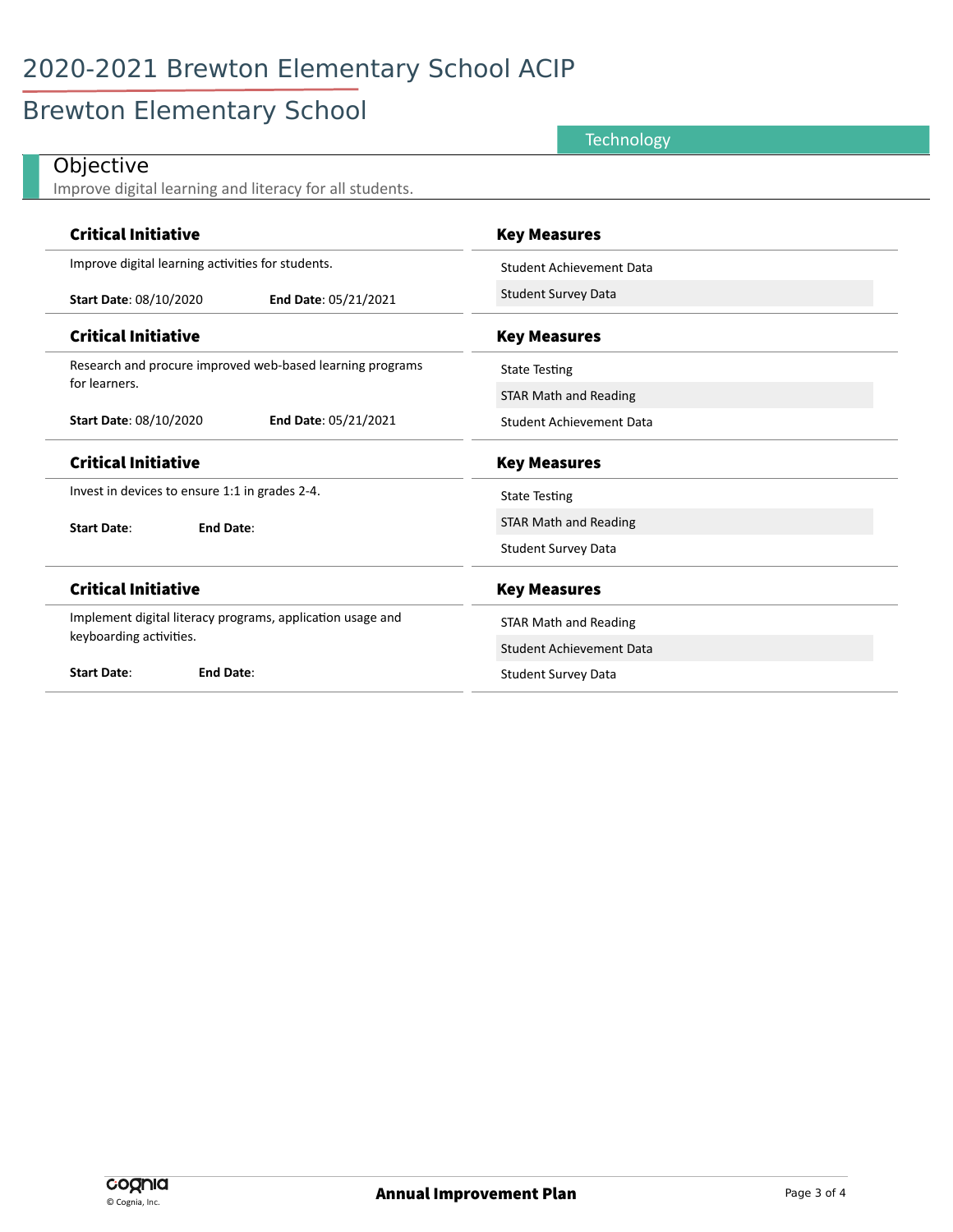# 2020-2021 Brewton Elementary School ACIP

## Brewton Elementary School

Technology

### Objective

Improve digital learning and literacy for all students.

| Critical Initiative | Key Measures |
| --- | --- |
| Improve digital learning activities for students.<br><br>**Start Date**: 08/10/2020 **End Date**: 05/21/2021 | Student Achievement Data<br>Student Survey Data |
| Research and procure improved web-based learning programs for learners.<br><br>**Start Date**: 08/10/2020 **End Date**: 05/21/2021 | State Testing<br>STAR Math and Reading<br>Student Achievement Data |
| Invest in devices to ensure 1:1 in grades 2-4.<br><br>**Start Date**: **End Date**: | State Testing<br>STAR Math and Reading<br>Student Survey Data |
| Implement digital literacy programs, application usage and keyboarding activities.<br><br>**Start Date**: **End Date**: | STAR Math and Reading<br>Student Achievement Data<br>Student Survey Data |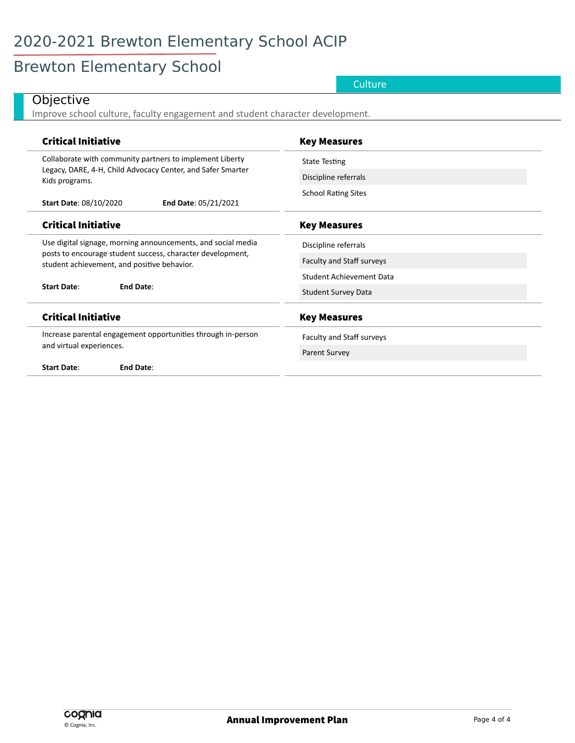# 2020-2021 Brewton Elementary School ACIP

## Brewton Elementary School

Culture

### Objective

Improve school culture, faculty engagement and student character development.

| Critical Initiative | Key Measures |
|---|---|
| Collaborate with community partners to implement Liberty Legacy, DARE, 4-H, Child Advocacy Center, and Safer Smarter Kids programs.<br><br>**Start Date**: 08/10/2020 **End Date**: 05/21/2021 | State Testing<br>Discipline referrals<br>School Rating Sites |

| Critical Initiative | Key Measures |
|---|---|
| Use digital signage, morning announcements, and social media posts to encourage student success, character development, student achievement, and positive behavior.<br><br>**Start Date**: **End Date**: | Discipline referrals<br>Faculty and Staff surveys<br>Student Achievement Data<br>Student Survey Data |

| Critical Initiative | Key Measures |
|---|---|
| Increase parental engagement opportunities through in-person and virtual experiences.<br><br>**Start Date**: **End Date**: | Faculty and Staff surveys<br>Parent Survey |